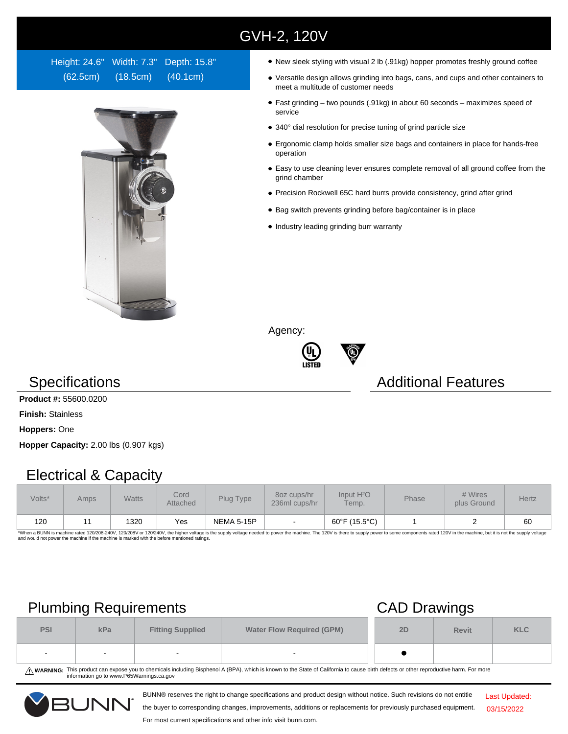# GVH-2, 120V

Height: 24.6" (62.5cm) Width: 7.3" (18.5cm) Depth: 15.8" (40.1cm)

- New sleek styling with visual 2 lb (.91kg) hopper promotes freshly ground coffee
- Versatile design allows grinding into bags, cans, and cups and other containers to meet a multitude of customer needs
- Fast grinding – two pounds (.91kg) in about 60 seconds – maximizes speed of service
- 340° dial resolution for precise tuning of grind particle size
- Ergonomic clamp holds smaller size bags and containers in place for hands-free operation
- Easy to use cleaning lever ensures complete removal of all ground coffee from the grind chamber
- Precision Rockwell 65C hard burrs provide consistency, grind after grind
- Bag switch prevents grinding before bag/container is in place
- Industry leading grinding burr warranty

Agency:

## Specifications

**Product #:** 55600.0200

**Finish:** Stainless

**Hoppers:** One

**Hopper Capacity:** 2.00 lbs (0.907 kgs)

## Additional Features

## Electrical & Capacity

| Volts* | Amps | Watts | Cord Attached | Plug Type | 8oz cups/hr 236ml cups/hr | Input $H^2O$ Temp. | Phase | # Wires plus Ground | Hertz |
|---|---|---|---|---|---|---|---|---|---|
| 120 | 11 | 1320 | Yes | NEMA 5-15P | - | 60°F (15.5°C) | 1 | 2 | 60 |

*When a BUNN is machine rated 120/208-240V, 120/208V or 120/240V, the higher voltage is the supply voltage needed to power the machine. The 120V is there to supply power to some components rated 120V in the machine, but it is not the supply voltage and would not power the machine if the machine is marked with the before mentioned ratings.

## Plumbing Requirements

| PSI | kPa | Fitting Supplied | Water Flow Required (GPM) |
|---|---|---|---|
| - | - | - | - |

## CAD Drawings

| 2D | Revit | KLC |
|---|---|---|
| ● | | |

⚠ **WARNING:** This product can expose you to chemicals including Bisphenol A (BPA), which is known to the State of California to cause birth defects or other reproductive harm. For more information go to www.P65Warnings.ca.gov

BUNN® reserves the right to change specifications and product design without notice. Such revisions do not entitle the buyer to corresponding changes, improvements, additions or replacements for previously purchased equipment. For most current specifications and other info visit bunn.com.

Last Updated: 03/15/2022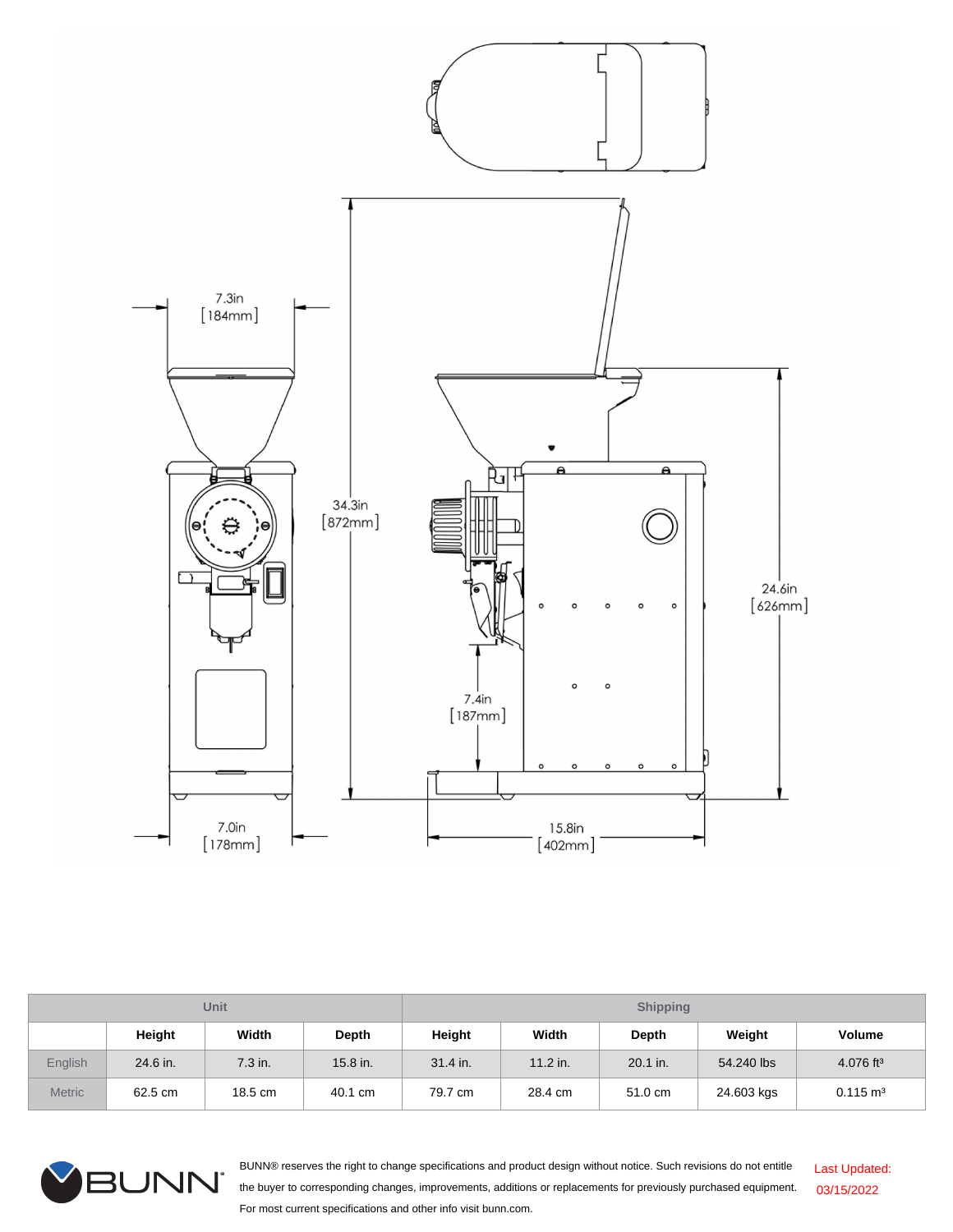| | Unit | | | Shipping | | | | |
|---|---|---|---|---|---|---|---|---|
| | Height | Width | Depth | Height | Width | Depth | Weight | Volume |
| English | 24.6 in. | 7.3 in. | 15.8 in. | 31.4 in. | 11.2 in. | 20.1 in. | 54.240 lbs | 4.076 ft³ |
| Metric | 62.5 cm | 18.5 cm | 40.1 cm | 79.7 cm | 28.4 cm | 51.0 cm | 24.603 kgs | 0.115 m³ |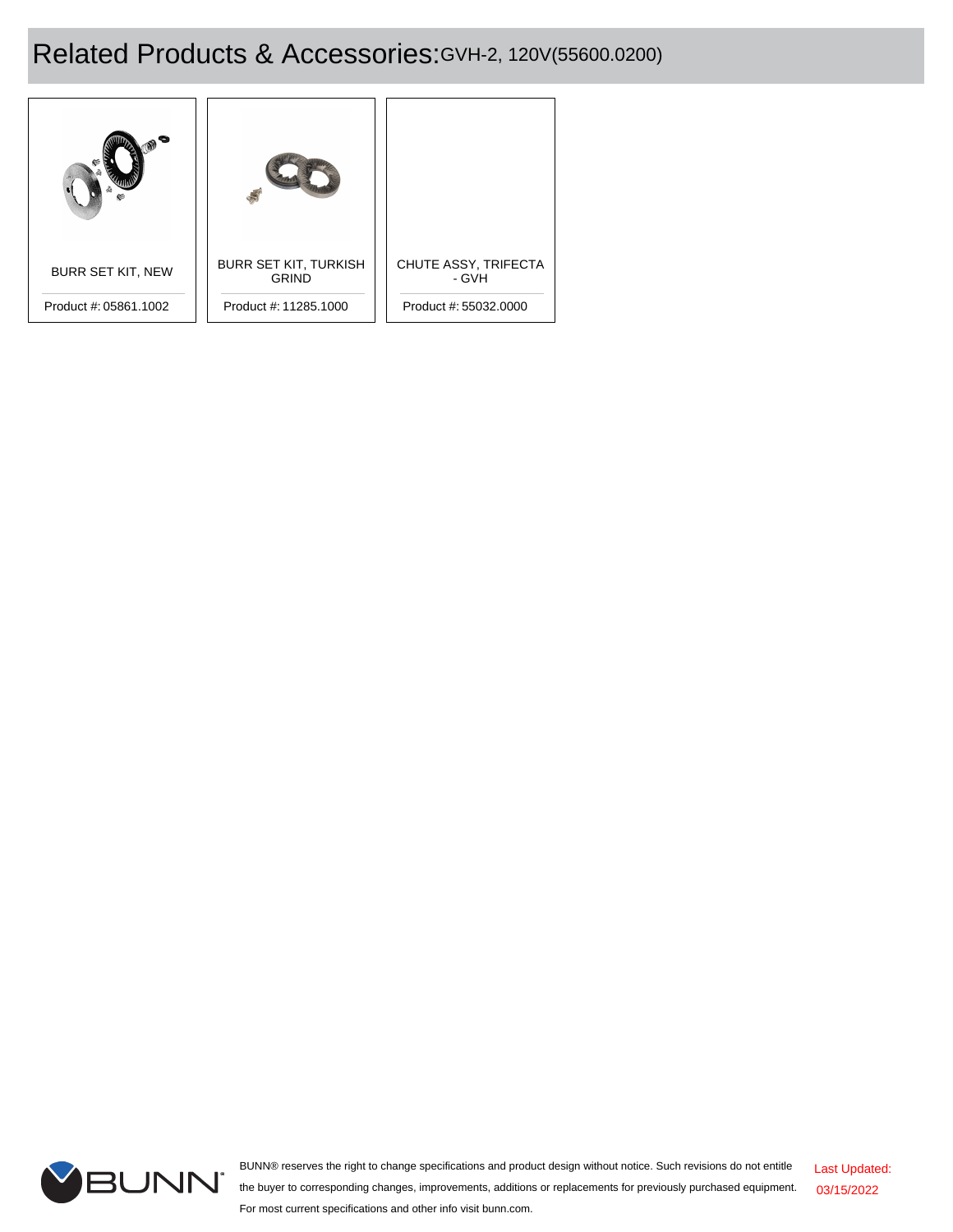# Related Products & Accessories: GVH-2, 120V(55600.0200)

| Product | Product # |
|---|---|
| BURR SET KIT, NEW | 05861.1002 |
| BURR SET KIT, TURKISH GRIND | 11285.1000 |
| CHUTE ASSY, TRIFECTA - GVH | 55032.0000 |

BUNN® reserves the right to change specifications and product design without notice. Such revisions do not entitle the buyer to corresponding changes, improvements, additions or replacements for previously purchased equipment. For most current specifications and other info visit bunn.com.

Last Updated: 03/15/2022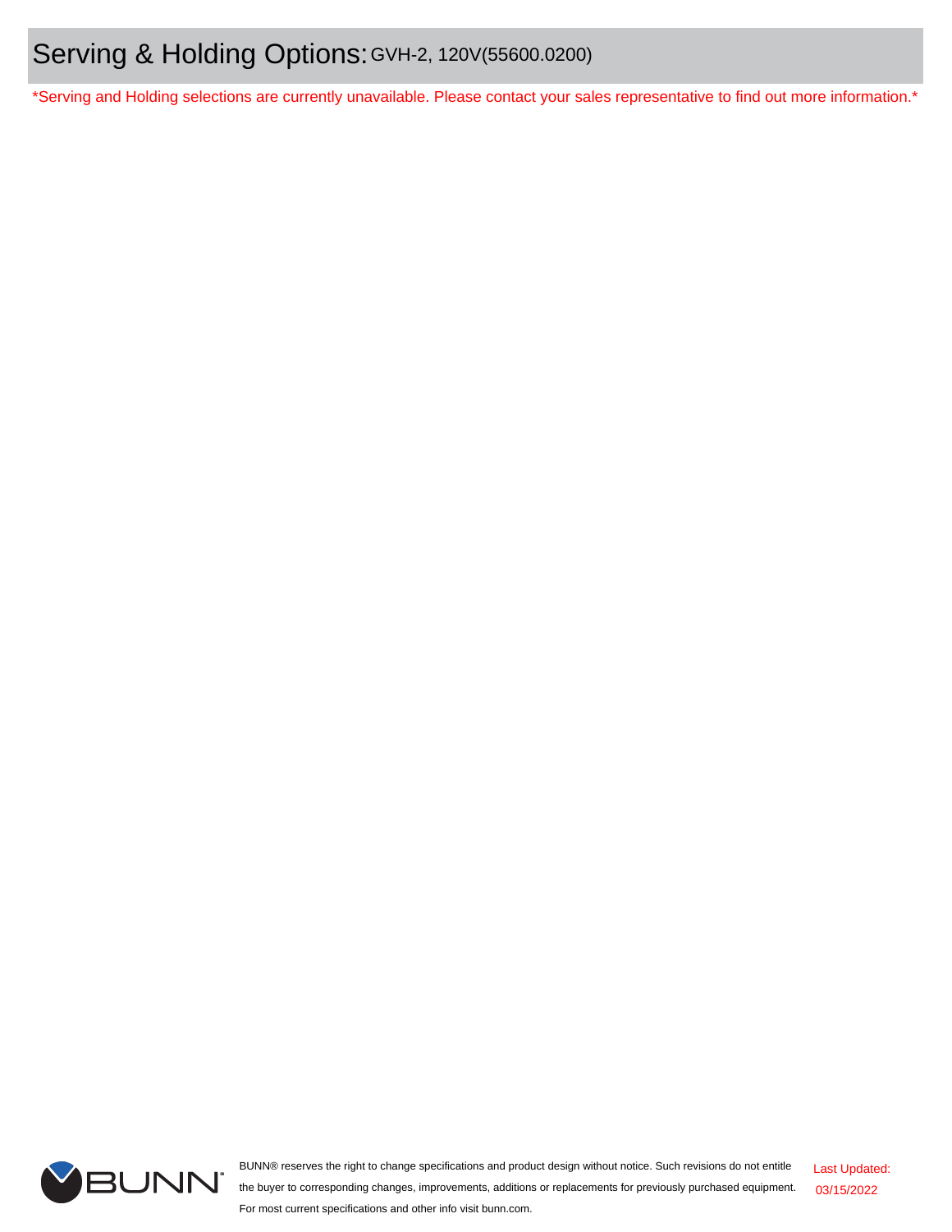# Serving & Holding Options: GVH-2, 120V(55600.0200)

*Serving and Holding selections are currently unavailable. Please contact your sales representative to find out more information.*

BUNN® reserves the right to change specifications and product design without notice. Such revisions do not entitle the buyer to corresponding changes, improvements, additions or replacements for previously purchased equipment. For most current specifications and other info visit bunn.com.

Last Updated: 03/15/2022